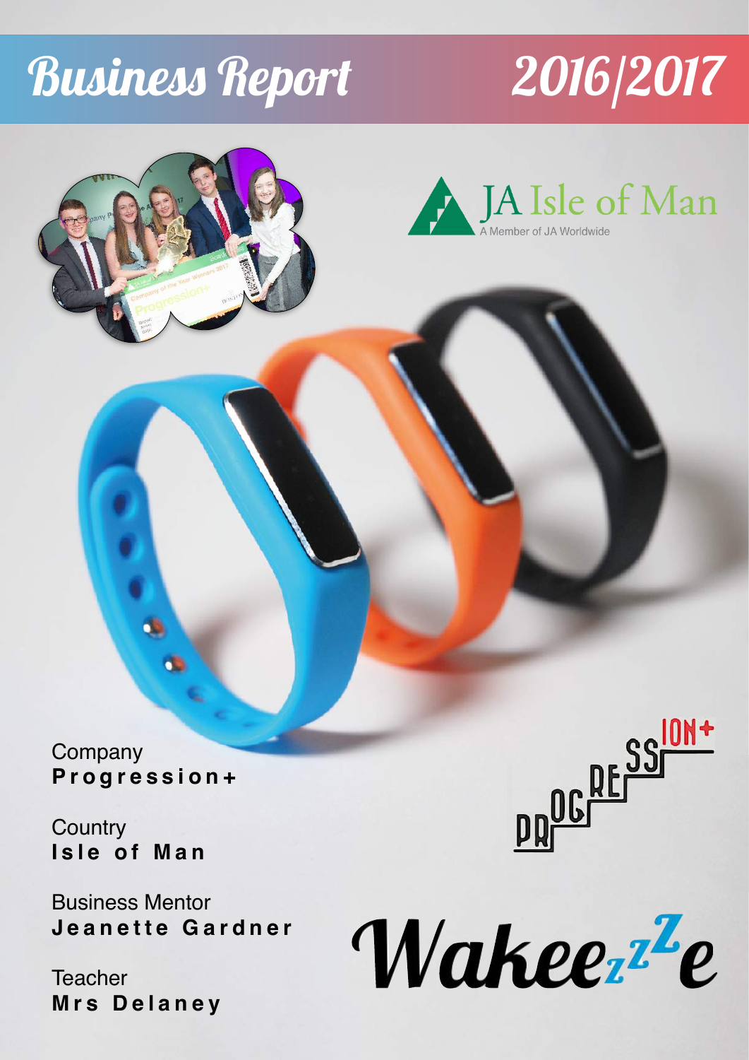# Business Report 2016/2017

JA Isle of Man
A Member of JA Worldwide

Company
**Progression+**

Country
**Isle of Man**

Business Mentor
**Jeanette Gardner**

Teacher
**Mrs Delaney**

PROGRESSION+

Wakeezzze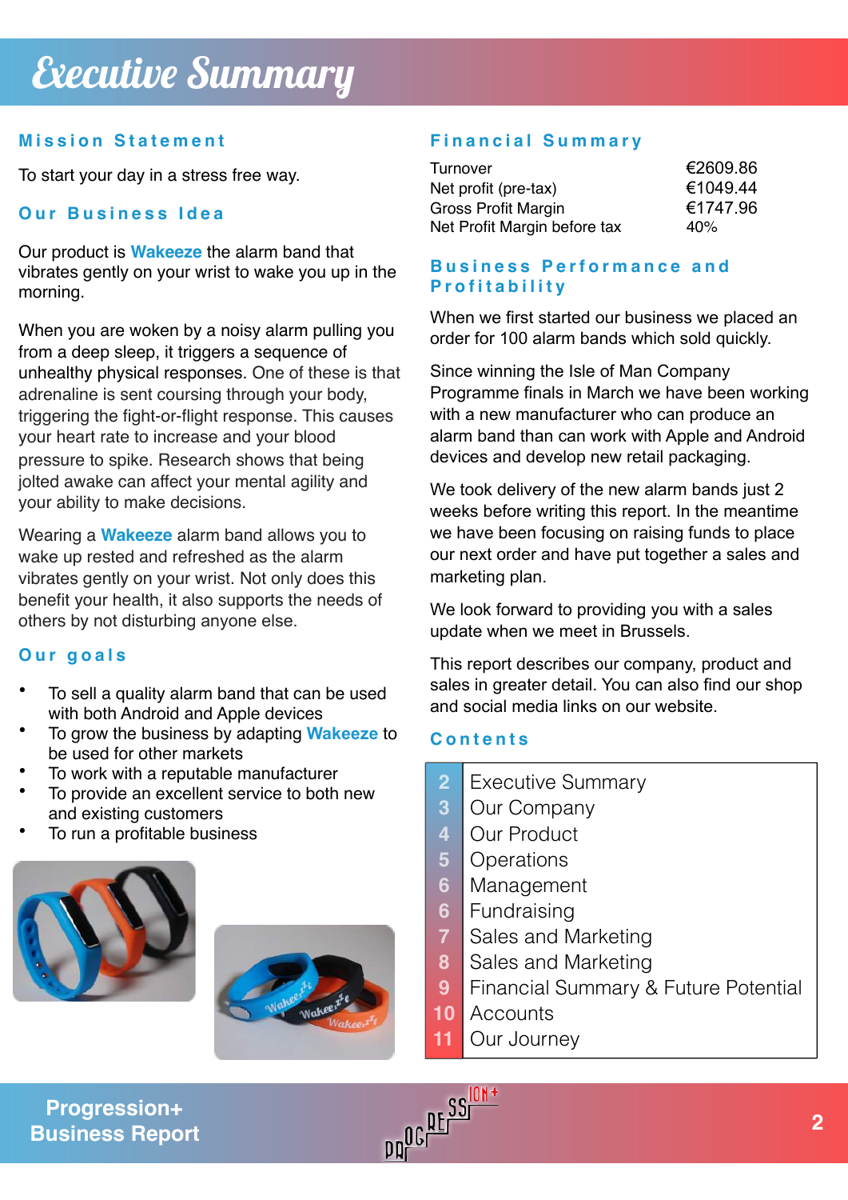# Executive Summary

## Mission Statement

To start your day in a stress free way.

## Our Business Idea

Our product is **Wakeeze** the alarm band that vibrates gently on your wrist to wake you up in the morning.

When you are woken by a noisy alarm pulling you from a deep sleep, it triggers a sequence of unhealthy physical responses. One of these is that adrenaline is sent coursing through your body, triggering the fight-or-flight response. This causes your heart rate to increase and your blood pressure to spike. Research shows that being jolted awake can affect your mental agility and your ability to make decisions.

Wearing a **Wakeeze** alarm band allows you to wake up rested and refreshed as the alarm vibrates gently on your wrist. Not only does this benefit your health, it also supports the needs of others by not disturbing anyone else.

## Our goals

- To sell a quality alarm band that can be used with both Android and Apple devices
- To grow the business by adapting **Wakeeze** to be used for other markets
- To work with a reputable manufacturer
- To provide an excellent service to both new and existing customers
- To run a profitable business

## Financial Summary

| | |
|---|---|
| Turnover | €2609.86 |
| Net profit (pre-tax) | €1049.44 |
| Gross Profit Margin | €1747.96 |
| Net Profit Margin before tax | 40% |

## Business Performance and Profitability

When we first started our business we placed an order for 100 alarm bands which sold quickly.

Since winning the Isle of Man Company Programme finals in March we have been working with a new manufacturer who can produce an alarm band than can work with Apple and Android devices and develop new retail packaging.

We took delivery of the new alarm bands just 2 weeks before writing this report. In the meantime we have been focusing on raising funds to place our next order and have put together a sales and marketing plan.

We look forward to providing you with a sales update when we meet in Brussels.

This report describes our company, product and sales in greater detail. You can also find our shop and social media links on our website.

## Contents

| | |
|---|---|
| 2 | Executive Summary |
| 3 | Our Company |
| 4 | Our Product |
| 5 | Operations |
| 6 | Management |
| 6 | Fundraising |
| 7 | Sales and Marketing |
| 8 | Sales and Marketing |
| 9 | Financial Summary & Future Potential |
| 10 | Accounts |
| 11 | Our Journey |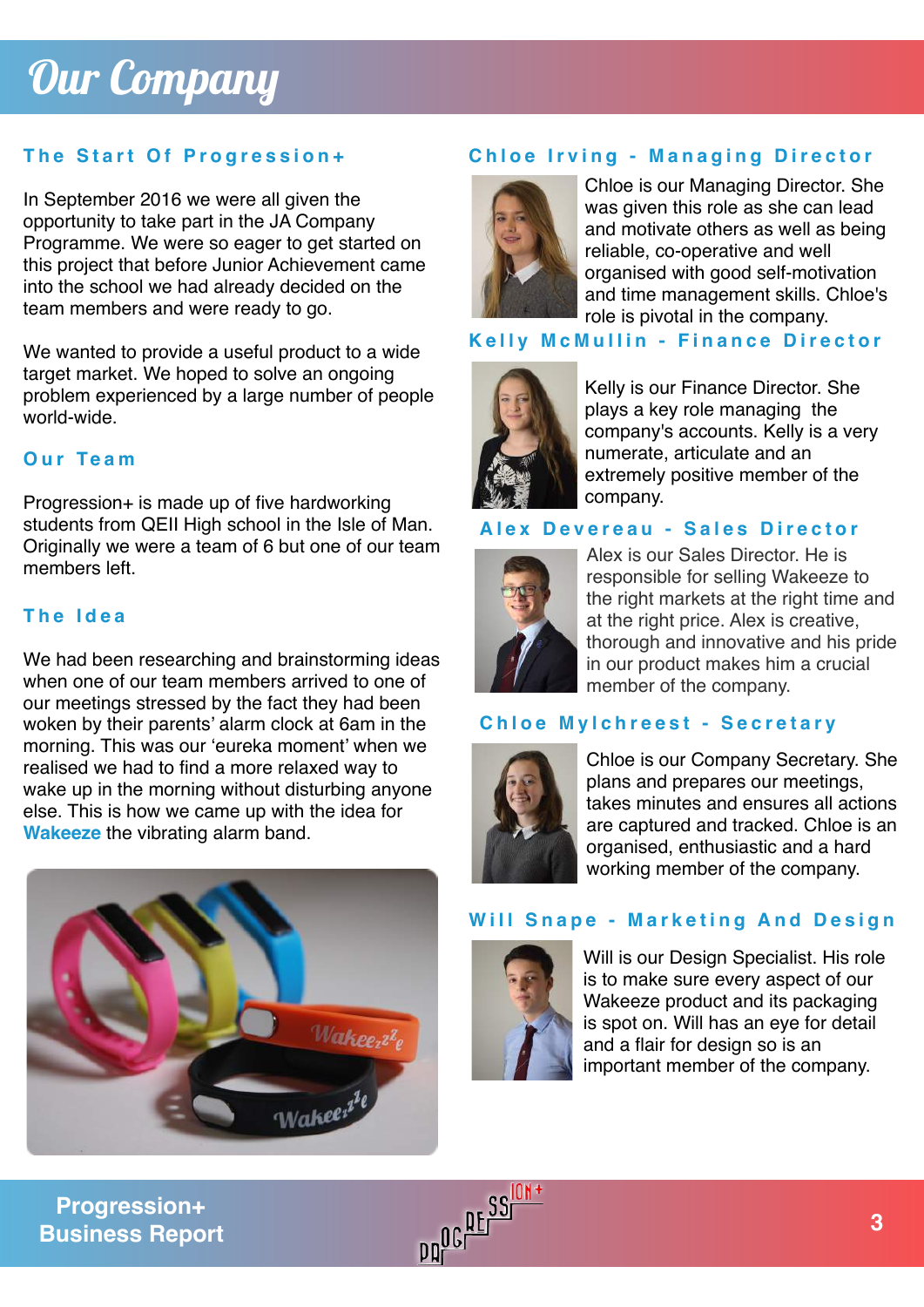# Our Company

### The Start Of Progression+

In September 2016 we were all given the opportunity to take part in the JA Company Programme. We were so eager to get started on this project that before Junior Achievement came into the school we had already decided on the team members and were ready to go.

We wanted to provide a useful product to a wide target market. We hoped to solve an ongoing problem experienced by a large number of people world-wide.

### Our Team

Progression+ is made up of five hardworking students from QEII High school in the Isle of Man. Originally we were a team of 6 but one of our team members left.

### The Idea

We had been researching and brainstorming ideas when one of our team members arrived to one of our meetings stressed by the fact they had been woken by their parents' alarm clock at 6am in the morning. This was our 'eureka moment' when we realised we had to find a more relaxed way to wake up in the morning without disturbing anyone else. This is how we came up with the idea for **Wakeeze** the vibrating alarm band.

### Chloe Irving - Managing Director

Chloe is our Managing Director. She was given this role as she can lead and motivate others as well as being reliable, co-operative and well organised with good self-motivation and time management skills. Chloe's role is pivotal in the company.

### Kelly McMullin - Finance Director

Kelly is our Finance Director. She plays a key role managing the company's accounts. Kelly is a very numerate, articulate and an extremely positive member of the company.

### Alex Devereau - Sales Director

Alex is our Sales Director. He is responsible for selling Wakeeze to the right markets at the right time and at the right price. Alex is creative, thorough and innovative and his pride in our product makes him a crucial member of the company.

### Chloe Mylchreest - Secretary

Chloe is our Company Secretary. She plans and prepares our meetings, takes minutes and ensures all actions are captured and tracked. Chloe is an organised, enthusiastic and a hard working member of the company.

### Will Snape - Marketing And Design

Will is our Design Specialist. His role is to make sure every aspect of our Wakeeze product and its packaging is spot on. Will has an eye for detail and a flair for design so is an important member of the company.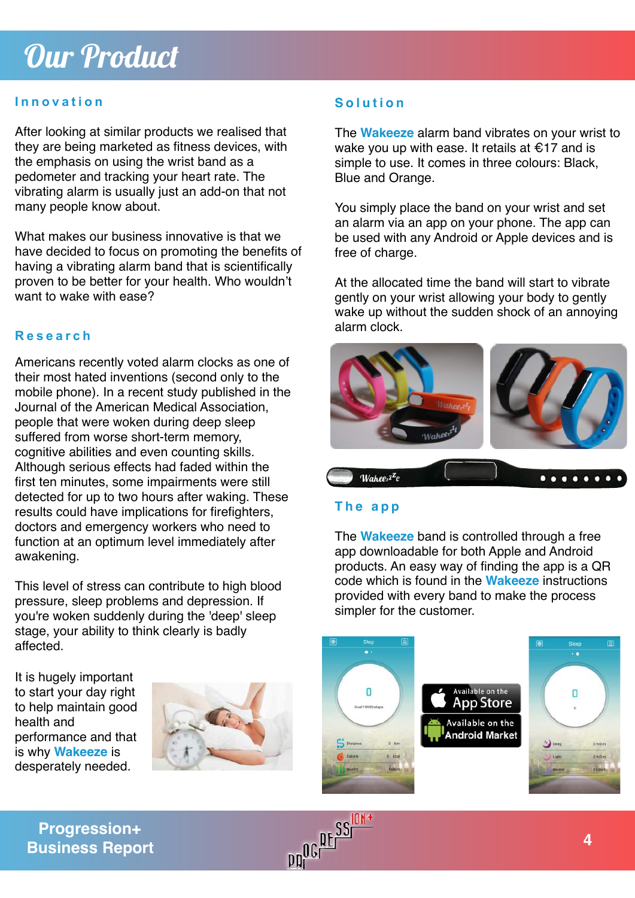# Our Product

## Innovation

After looking at similar products we realised that they are being marketed as fitness devices, with the emphasis on using the wrist band as a pedometer and tracking your heart rate. The vibrating alarm is usually just an add-on that not many people know about.

What makes our business innovative is that we have decided to focus on promoting the benefits of having a vibrating alarm band that is scientifically proven to be better for your health. Who wouldn't want to wake with ease?

## Research

Americans recently voted alarm clocks as one of their most hated inventions (second only to the mobile phone). In a recent study published in the Journal of the American Medical Association, people that were woken during deep sleep suffered from worse short-term memory, cognitive abilities and even counting skills. Although serious effects had faded within the first ten minutes, some impairments were still detected for up to two hours after waking. These results could have implications for firefighters, doctors and emergency workers who need to function at an optimum level immediately after awakening.

This level of stress can contribute to high blood pressure, sleep problems and depression. If you're woken suddenly during the 'deep' sleep stage, your ability to think clearly is badly affected.

It is hugely important to start your day right to help maintain good health and performance and that is why **Wakeeze** is desperately needed.

## Solution

The **Wakeeze** alarm band vibrates on your wrist to wake you up with ease. It retails at €17 and is simple to use. It comes in three colours: Black, Blue and Orange.

You simply place the band on your wrist and set an alarm via an app on your phone. The app can be used with any Android or Apple devices and is free of charge.

At the allocated time the band will start to vibrate gently on your wrist allowing your body to gently wake up without the sudden shock of an annoying alarm clock.

## The app

The **Wakeeze** band is controlled through a free app downloadable for both Apple and Android products. An easy way of finding the app is a QR code which is found in the **Wakeeze** instructions provided with every band to make the process simpler for the customer.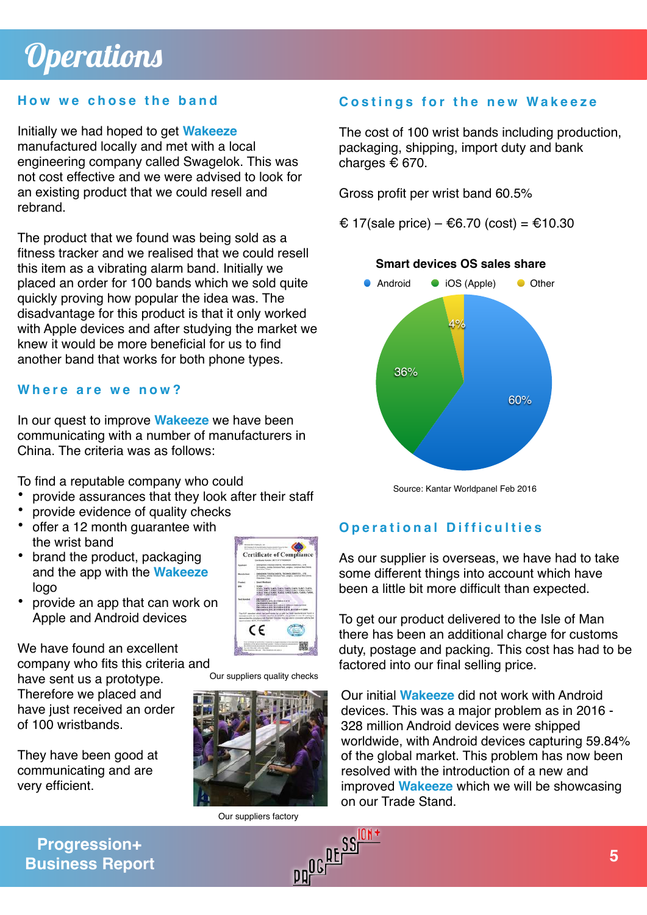# Operations

## How we chose the band

Initially we had hoped to get **Wakeeze** manufactured locally and met with a local engineering company called Swagelok. This was not cost effective and we were advised to look for an existing product that we could resell and rebrand.

The product that we found was being sold as a fitness tracker and we realised that we could resell this item as a vibrating alarm band. Initially we placed an order for 100 bands which we sold quite quickly proving how popular the idea was. The disadvantage for this product is that it only worked with Apple devices and after studying the market we knew it would be more beneficial for us to find another band that works for both phone types.

## Where are we now?

In our quest to improve **Wakeeze** we have been communicating with a number of manufacturers in China. The criteria was as follows:

To find a reputable company who could

- provide assurances that they look after their staff
- provide evidence of quality checks
- offer a 12 month guarantee with the wrist band
- brand the product, packaging and the app with the **Wakeeze** logo
- provide an app that can work on Apple and Android devices

We have found an excellent company who fits this criteria and have sent us a prototype. Therefore we placed and have just received an order of 100 wristbands.

They have been good at communicating and are very efficient.

Our suppliers quality checks

Our suppliers factory

## Costings for the new Wakeeze

The cost of 100 wrist bands including production, packaging, shipping, import duty and bank charges € 670.

Gross profit per wrist band 60.5%

€ 17(sale price) – €6.70 (cost) = €10.30

**Smart devices OS sales share**

| OS | Share |
|---|---|
| Android | 60% |
| iOS (Apple) | 36% |
| Other | 4% |

Source: Kantar Worldpanel Feb 2016

## Operational Difficulties

As our supplier is overseas, we have had to take some different things into account which have been a little bit more difficult than expected.

To get our product delivered to the Isle of Man there has been an additional charge for customs duty, postage and packing. This cost has had to be factored into our final selling price.

Our initial **Wakeeze** did not work with Android devices. This was a major problem as in 2016 - 328 million Android devices were shipped worldwide, with Android devices capturing 59.84% of the global market. This problem has now been resolved with the introduction of a new and improved **Wakeeze** which we will be showcasing on our Trade Stand.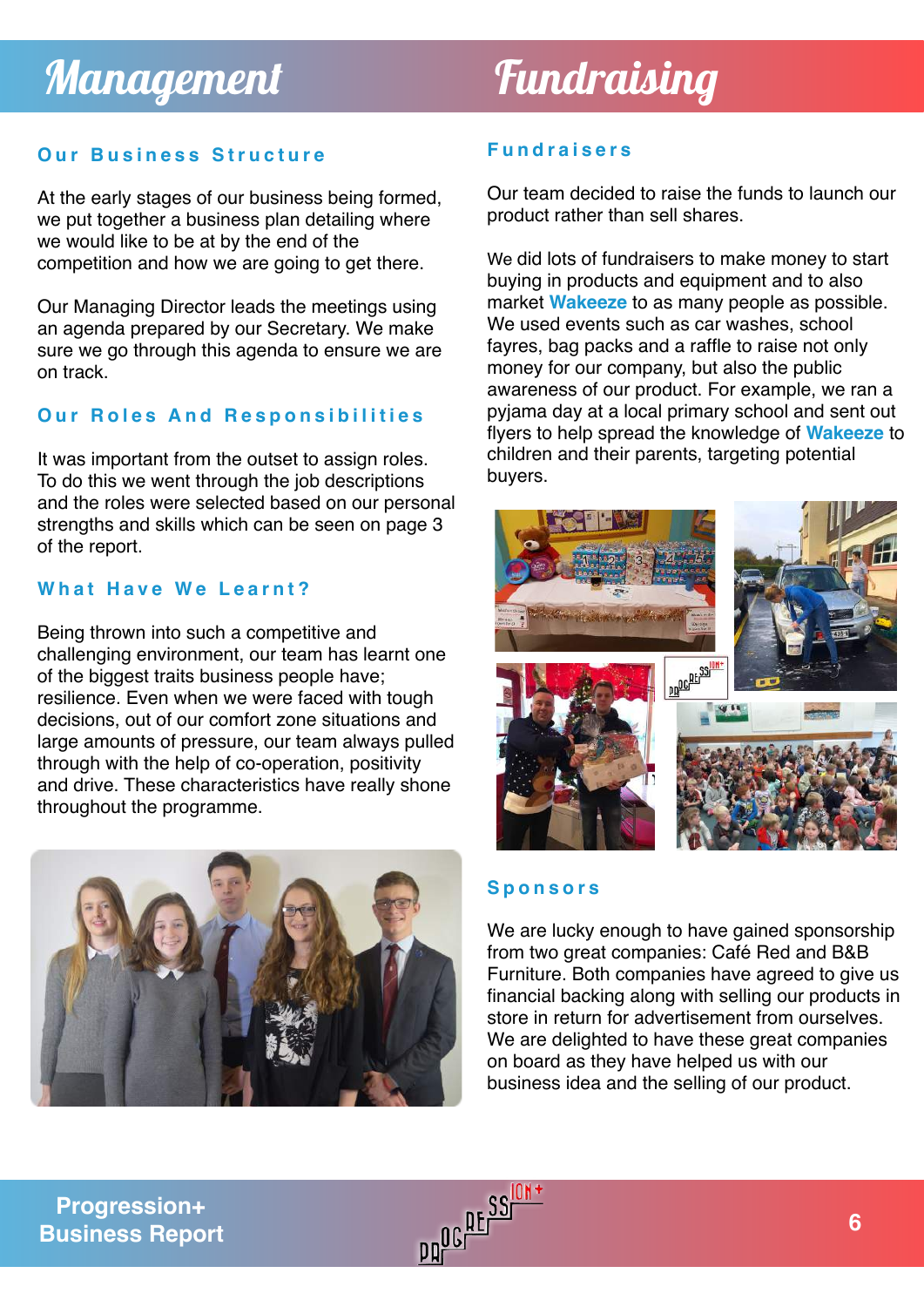# Management

## Our Business Structure

At the early stages of our business being formed, we put together a business plan detailing where we would like to be at by the end of the competition and how we are going to get there.

Our Managing Director leads the meetings using an agenda prepared by our Secretary. We make sure we go through this agenda to ensure we are on track.

## Our Roles And Responsibilities

It was important from the outset to assign roles. To do this we went through the job descriptions and the roles were selected based on our personal strengths and skills which can be seen on page 3 of the report.

## What Have We Learnt?

Being thrown into such a competitive and challenging environment, our team has learnt one of the biggest traits business people have; resilience. Even when we were faced with tough decisions, out of our comfort zone situations and large amounts of pressure, our team always pulled through with the help of co-operation, positivity and drive. These characteristics have really shone throughout the programme.

# Fundraising

## Fundraisers

Our team decided to raise the funds to launch our product rather than sell shares.

We did lots of fundraisers to make money to start buying in products and equipment and to also market **Wakeeze** to as many people as possible. We used events such as car washes, school fayres, bag packs and a raffle to raise not only money for our company, but also the public awareness of our product. For example, we ran a pyjama day at a local primary school and sent out flyers to help spread the knowledge of **Wakeeze** to children and their parents, targeting potential buyers.

## Sponsors

We are lucky enough to have gained sponsorship from two great companies: Café Red and B&B Furniture. Both companies have agreed to give us financial backing along with selling our products in store in return for advertisement from ourselves. We are delighted to have these great companies on board as they have helped us with our business idea and the selling of our product.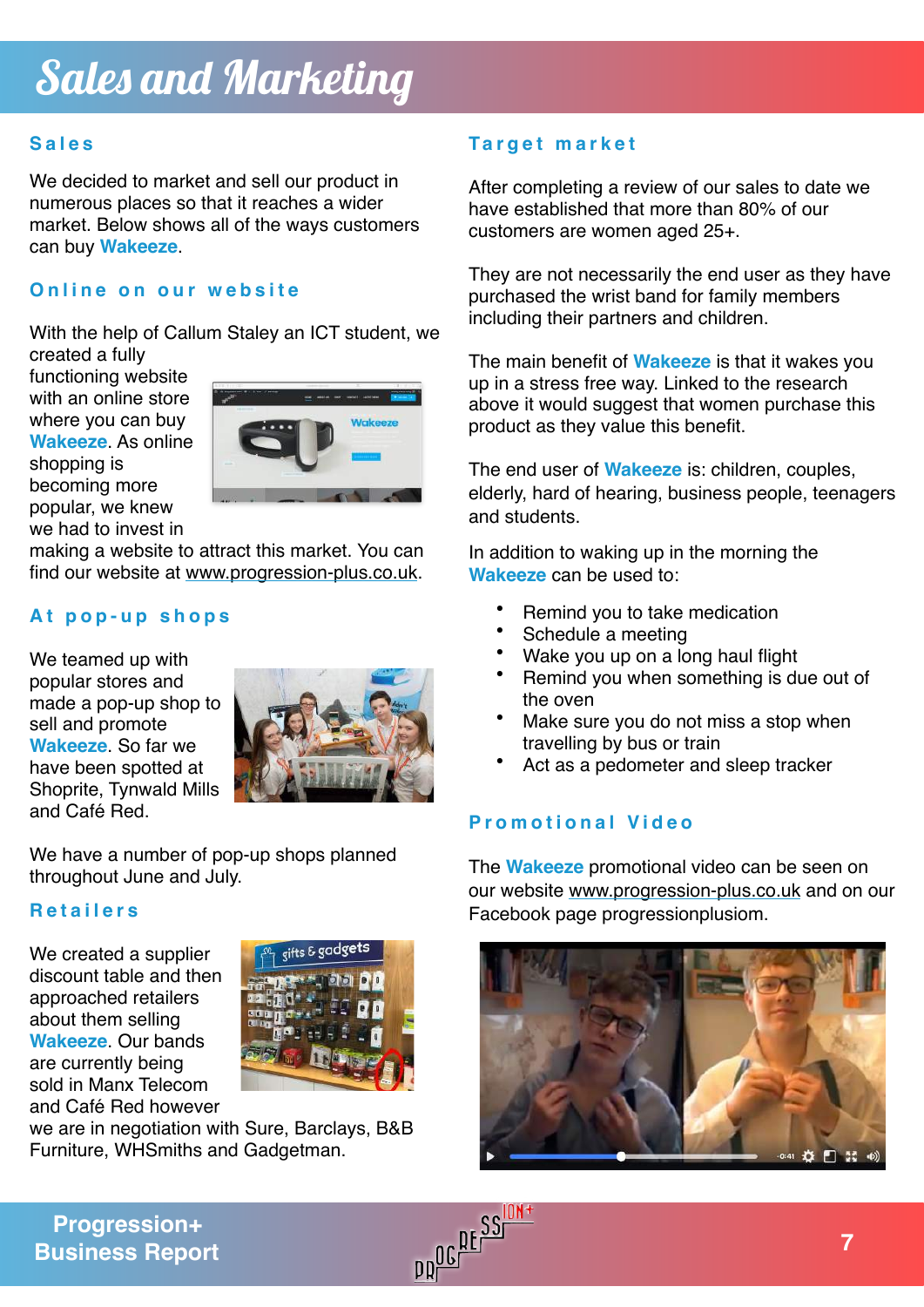# Sales and Marketing

## Sales

We decided to market and sell our product in numerous places so that it reaches a wider market. Below shows all of the ways customers can buy **Wakeeze**.

### Online on our website

With the help of Callum Staley an ICT student, we created a fully functioning website with an online store where you can buy **Wakeeze**. As online shopping is becoming more popular, we knew we had to invest in making a website to attract this market. You can find our website at www.progression-plus.co.uk.

### At pop-up shops

We teamed up with popular stores and made a pop-up shop to sell and promote **Wakeeze**. So far we have been spotted at Shoprite, Tynwald Mills and Café Red.

We have a number of pop-up shops planned throughout June and July.

### Retailers

We created a supplier discount table and then approached retailers about them selling **Wakeeze**. Our bands are currently being sold in Manx Telecom and Café Red however we are in negotiation with Sure, Barclays, B&B Furniture, WHSmiths and Gadgetman.

## Target market

After completing a review of our sales to date we have established that more than 80% of our customers are women aged 25+.

They are not necessarily the end user as they have purchased the wrist band for family members including their partners and children.

The main benefit of **Wakeeze** is that it wakes you up in a stress free way. Linked to the research above it would suggest that women purchase this product as they value this benefit.

The end user of **Wakeeze** is: children, couples, elderly, hard of hearing, business people, teenagers and students.

In addition to waking up in the morning the **Wakeeze** can be used to:

- Remind you to take medication
- Schedule a meeting
- Wake you up on a long haul flight
- Remind you when something is due out of the oven
- Make sure you do not miss a stop when travelling by bus or train
- Act as a pedometer and sleep tracker

## Promotional Video

The **Wakeeze** promotional video can be seen on our website www.progression-plus.co.uk and on our Facebook page progressionplusiom.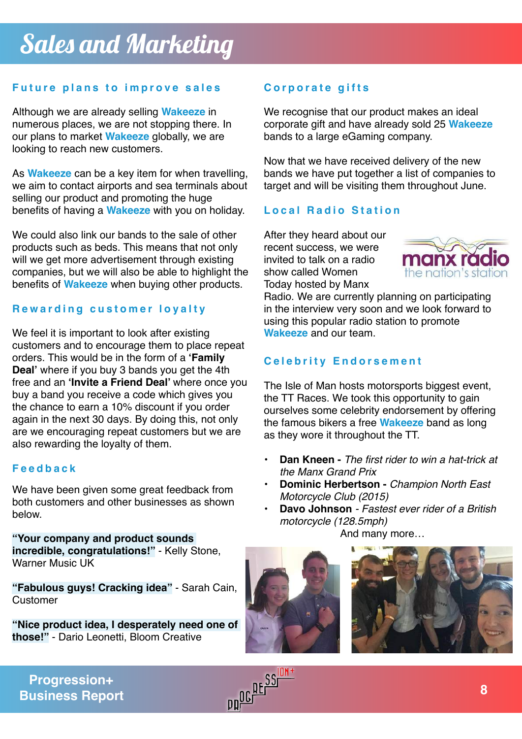# Sales and Marketing

## Future plans to improve sales

Although we are already selling **Wakeeze** in numerous places, we are not stopping there. In our plans to market **Wakeeze** globally, we are looking to reach new customers.

As **Wakeeze** can be a key item for when travelling, we aim to contact airports and sea terminals about selling our product and promoting the huge benefits of having a **Wakeeze** with you on holiday.

We could also link our bands to the sale of other products such as beds. This means that not only will we get more advertisement through existing companies, but we will also be able to highlight the benefits of **Wakeeze** when buying other products.

## Rewarding customer loyalty

We feel it is important to look after existing customers and to encourage them to place repeat orders. This would be in the form of a **'Family Deal'** where if you buy 3 bands you get the 4th free and an **'Invite a Friend Deal'** where once you buy a band you receive a code which gives you the chance to earn a 10% discount if you order again in the next 30 days. By doing this, not only are we encouraging repeat customers but we are also rewarding the loyalty of them.

## Feedback

We have been given some great feedback from both customers and other businesses as shown below.

**"Your company and product sounds incredible, congratulations!"** - Kelly Stone, Warner Music UK

**"Fabulous guys! Cracking idea"** - Sarah Cain, Customer

**"Nice product idea, I desperately need one of those!"** - Dario Leonetti, Bloom Creative

## Corporate gifts

We recognise that our product makes an ideal corporate gift and have already sold 25 **Wakeeze** bands to a large eGaming company.

Now that we have received delivery of the new bands we have put together a list of companies to target and will be visiting them throughout June.

## Local Radio Station

After they heard about our recent success, we were invited to talk on a radio show called Women Today hosted by Manx Radio. We are currently planning on participating in the interview very soon and we look forward to using this popular radio station to promote **Wakeeze** and our team.

## Celebrity Endorsement

The Isle of Man hosts motorsports biggest event, the TT Races. We took this opportunity to gain ourselves some celebrity endorsement by offering the famous bikers a free **Wakeeze** band as long as they wore it throughout the TT.

- **Dan Kneen -** *The first rider to win a hat-trick at the Manx Grand Prix*
- **Dominic Herbertson -** *Champion North East Motorcycle Club (2015)*
- **Davo Johnson** - *Fastest ever rider of a British motorcycle (128.5mph)*

And many more…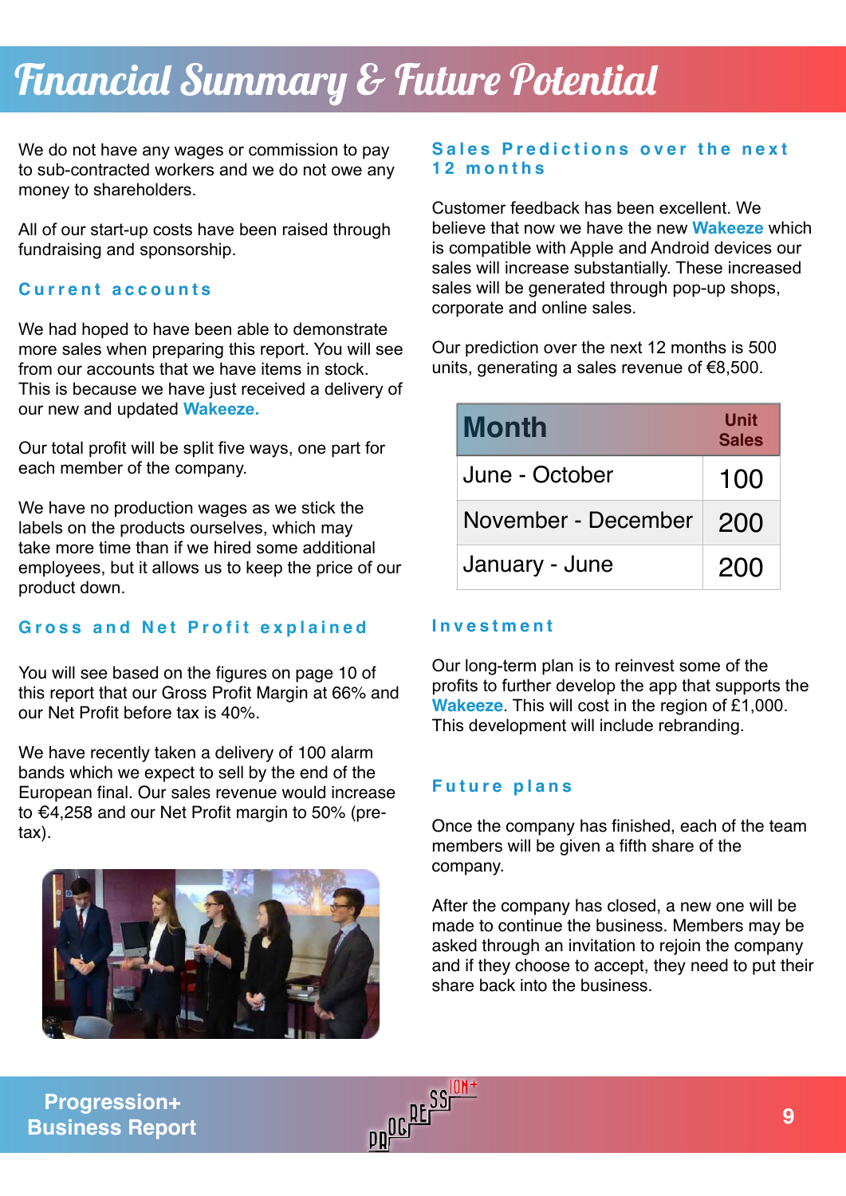# Financial Summary & Future Potential

We do not have any wages or commission to pay to sub-contracted workers and we do not owe any money to shareholders.

All of our start-up costs have been raised through fundraising and sponsorship.

## Current accounts

We had hoped to have been able to demonstrate more sales when preparing this report. You will see from our accounts that we have items in stock. This is because we have just received a delivery of our new and updated **Wakeeze.**

Our total profit will be split five ways, one part for each member of the company.

We have no production wages as we stick the labels on the products ourselves, which may take more time than if we hired some additional employees, but it allows us to keep the price of our product down.

## Gross and Net Profit explained

You will see based on the figures on page 10 of this report that our Gross Profit Margin at 66% and our Net Profit before tax is 40%.

We have recently taken a delivery of 100 alarm bands which we expect to sell by the end of the European final. Our sales revenue would increase to €4,258 and our Net Profit margin to 50% (pre-tax).

## Sales Predictions over the next 12 months

Customer feedback has been excellent. We believe that now we have the new **Wakeeze** which is compatible with Apple and Android devices our sales will increase substantially. These increased sales will be generated through pop-up shops, corporate and online sales.

Our prediction over the next 12 months is 500 units, generating a sales revenue of €8,500.

| Month | Unit Sales |
|---|---|
| June - October | 100 |
| November - December | 200 |
| January - June | 200 |

## Investment

Our long-term plan is to reinvest some of the profits to further develop the app that supports the **Wakeeze**. This will cost in the region of £1,000. This development will include rebranding.

## Future plans

Once the company has finished, each of the team members will be given a fifth share of the company.

After the company has closed, a new one will be made to continue the business. Members may be asked through an invitation to rejoin the company and if they choose to accept, they need to put their share back into the business.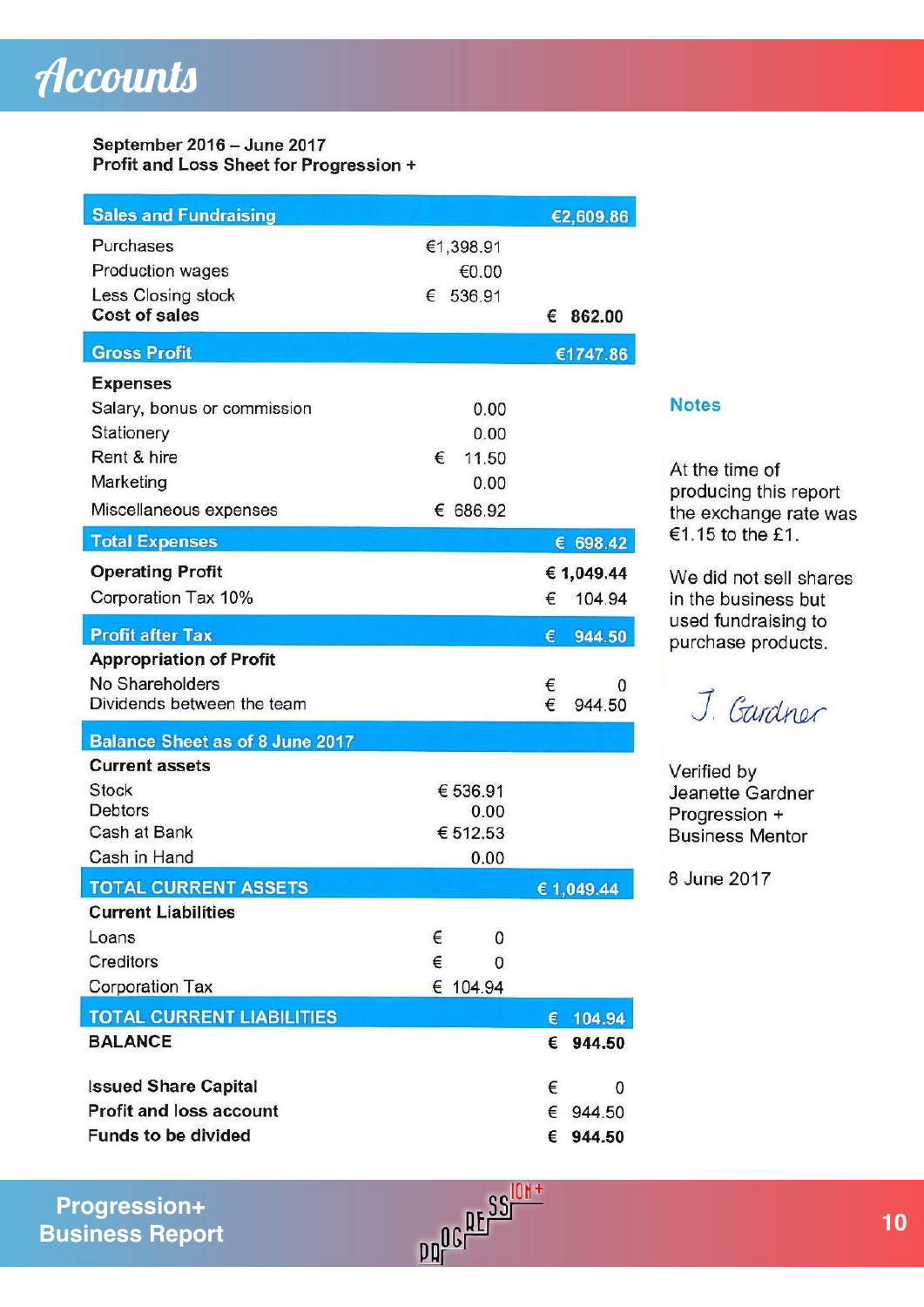# Accounts

**September 2016 – June 2017**
**Profit and Loss Sheet for Progression +**

| | | |
|---|---|---|
| **Sales and Fundraising** | | **€2,609.86** |
| Purchases | €1,398.91 | |
| Production wages | €0.00 | |
| Less Closing stock | € 536.91 | |
| **Cost of sales** | | **€ 862.00** |
| **Gross Profit** | | **€1747.86** |
| **Expenses** | | |
| Salary, bonus or commission | 0.00 | |
| Stationery | 0.00 | |
| Rent & hire | € 11.50 | |
| Marketing | 0.00 | |
| Miscellaneous expenses | € 686.92 | |
| **Total Expenses** | | **€ 698.42** |
| **Operating Profit** | | **€ 1,049.44** |
| Corporation Tax 10% | | € 104.94 |
| **Profit after Tax** | | **€ 944.50** |
| **Appropriation of Profit** | | |
| No Shareholders | | € 0 |
| Dividends between the team | | € 944.50 |

| | | |
|---|---|---|
| **Balance Sheet as of 8 June 2017** | | |
| **Current assets** | | |
| Stock | € 536.91 | |
| Debtors | 0.00 | |
| Cash at Bank | € 512.53 | |
| Cash in Hand | 0.00 | |
| **TOTAL CURRENT ASSETS** | | **€ 1,049.44** |
| **Current Liabilities** | | |
| Loans | € 0 | |
| Creditors | € 0 | |
| Corporation Tax | € 104.94 | |
| **TOTAL CURRENT LIABILITIES** | | **€ 104.94** |
| **BALANCE** | | **€ 944.50** |
| **Issued Share Capital** | | € 0 |
| **Profit and loss account** | | € 944.50 |
| **Funds to be divided** | | **€ 944.50** |

**Notes**

At the time of producing this report the exchange rate was €1.15 to the £1.

We did not sell shares in the business but used fundraising to purchase products.

*J. Gardner*

Verified by
Jeanette Gardner
Progression +
Business Mentor

8 June 2017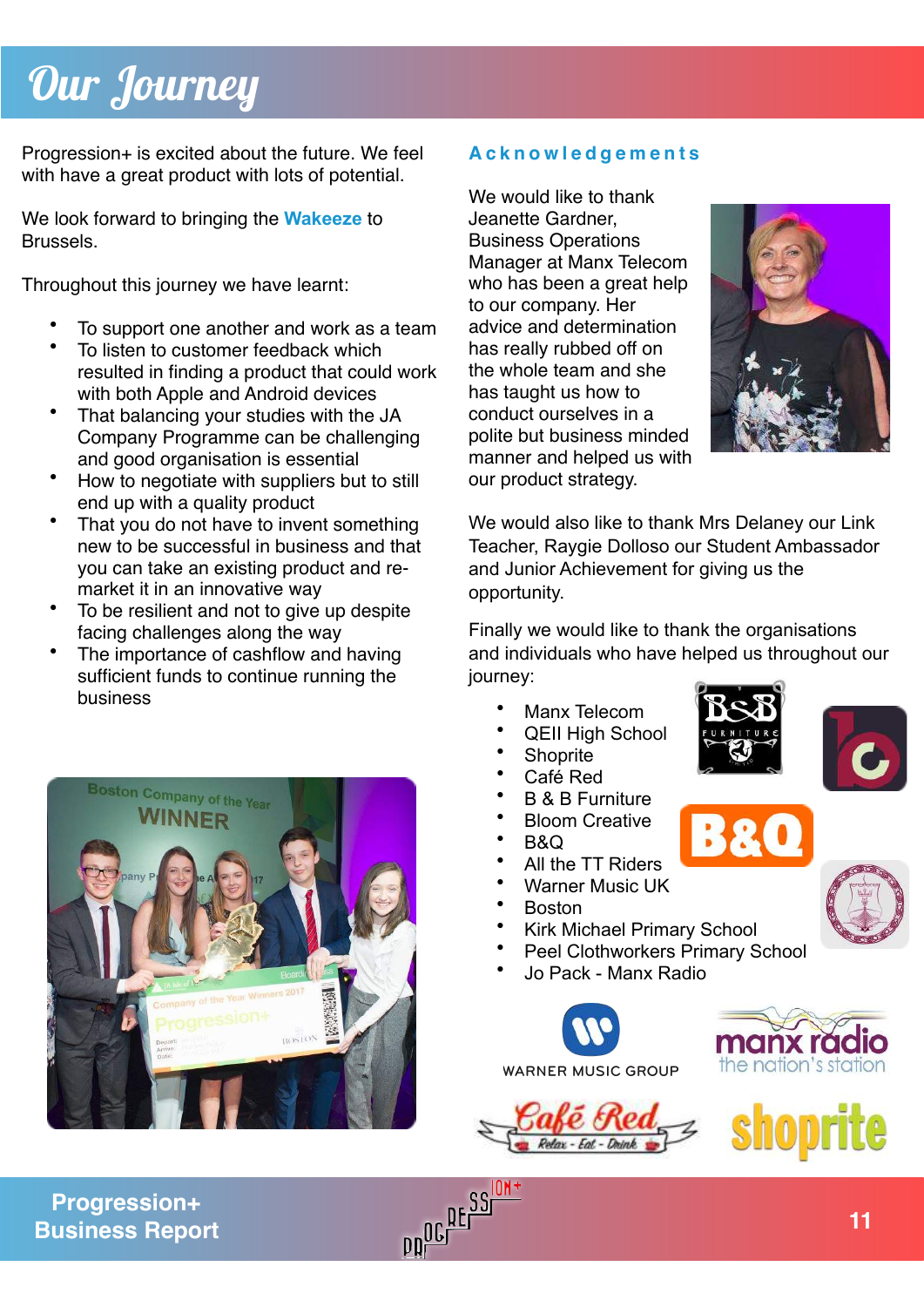# Our Journey

Progression+ is excited about the future. We feel with have a great product with lots of potential.

We look forward to bringing the **Wakeeze** to Brussels.

Throughout this journey we have learnt:

- To support one another and work as a team
- To listen to customer feedback which resulted in finding a product that could work with both Apple and Android devices
- That balancing your studies with the JA Company Programme can be challenging and good organisation is essential
- How to negotiate with suppliers but to still end up with a quality product
- That you do not have to invent something new to be successful in business and that you can take an existing product and re-market it in an innovative way
- To be resilient and not to give up despite facing challenges along the way
- The importance of cashflow and having sufficient funds to continue running the business

## Acknowledgements

We would like to thank Jeanette Gardner, Business Operations Manager at Manx Telecom who has been a great help to our company. Her advice and determination has really rubbed off on the whole team and she has taught us how to conduct ourselves in a polite but business minded manner and helped us with our product strategy.

We would also like to thank Mrs Delaney our Link Teacher, Raygie Dolloso our Student Ambassador and Junior Achievement for giving us the opportunity.

Finally we would like to thank the organisations and individuals who have helped us throughout our journey:

- Manx Telecom
- QEII High School
- Shoprite
- Café Red
- B & B Furniture
- Bloom Creative
- B&Q
- All the TT Riders
- Warner Music UK
- Boston
- Kirk Michael Primary School
- Peel Clothworkers Primary School
- Jo Pack - Manx Radio